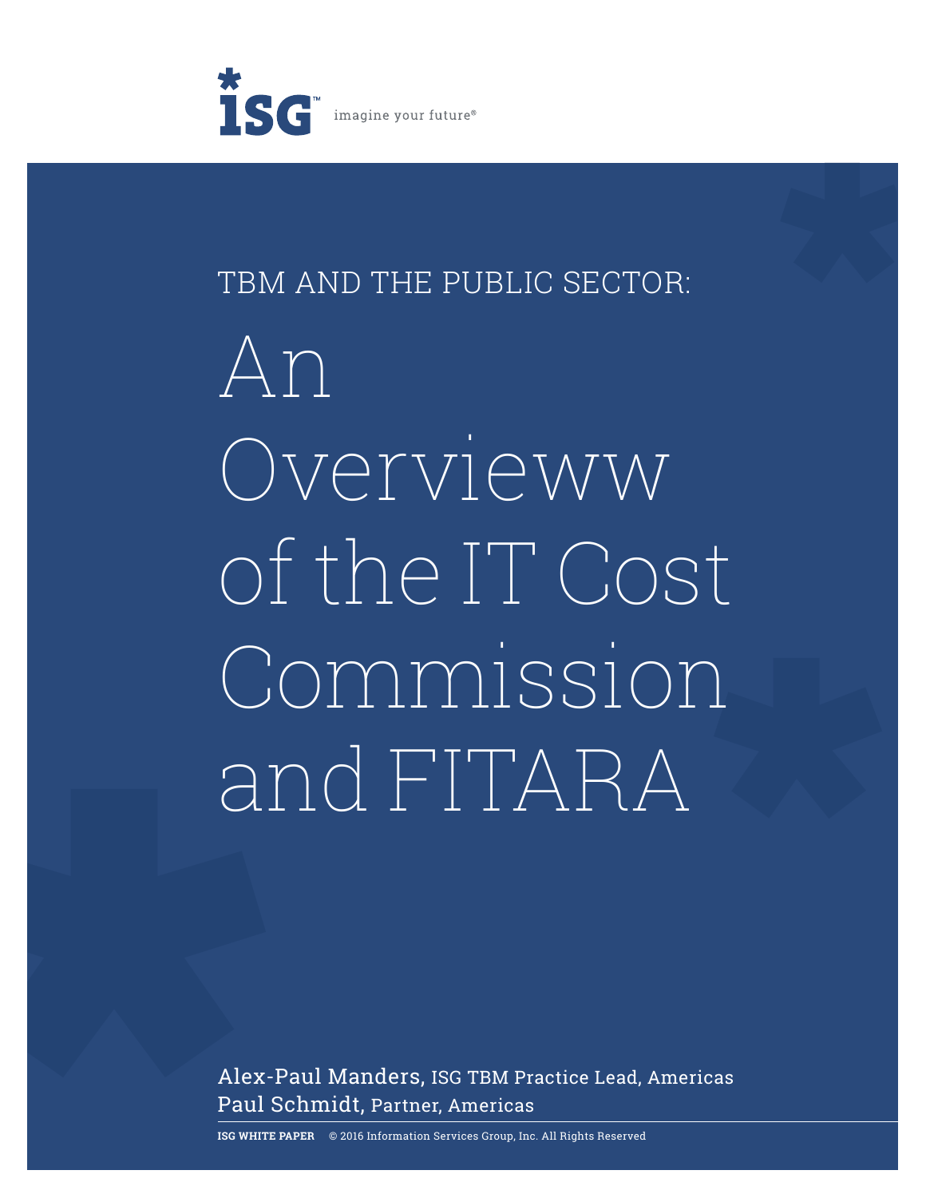ISG imagine your future®

TBM AND THE PUBLIC SECTOR:

# An Overvieww of the IT Cost Commission and FITARA

Alex-Paul Manders, ISG TBM Practice Lead, Americas
Paul Schmidt, Partner, Americas

**ISG WHITE PAPER** © 2016 Information Services Group, Inc. All Rights Reserved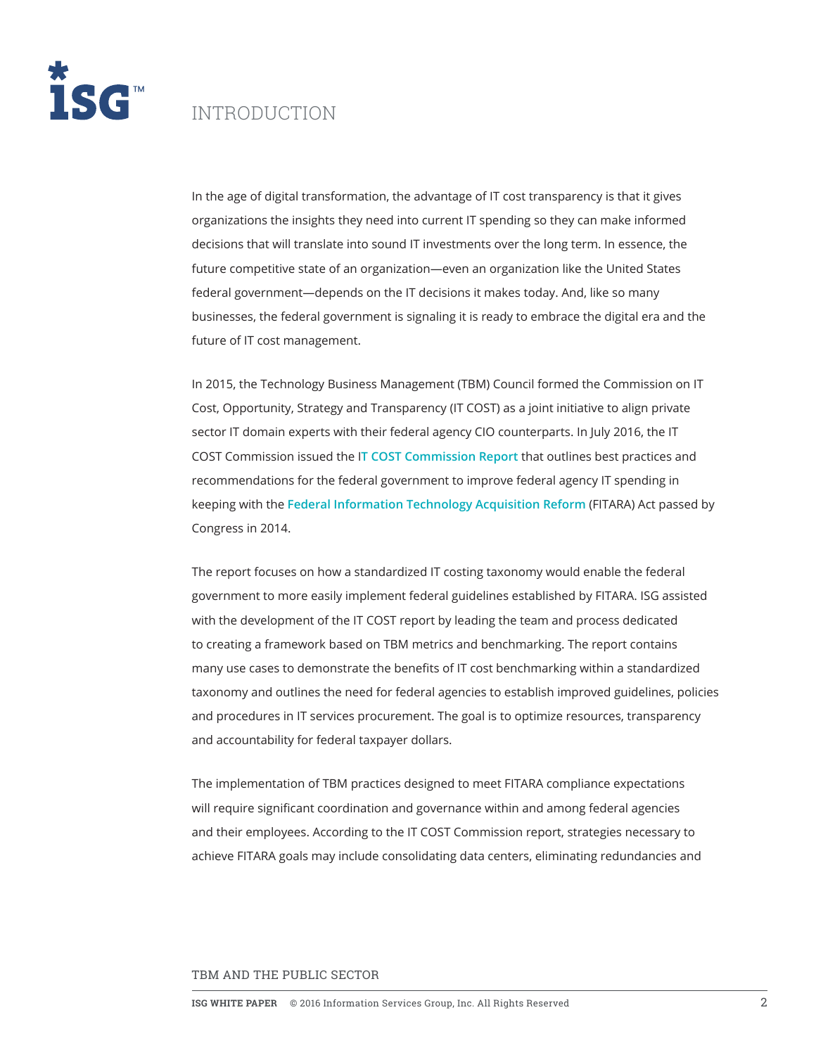# INTRODUCTION

In the age of digital transformation, the advantage of IT cost transparency is that it gives organizations the insights they need into current IT spending so they can make informed decisions that will translate into sound IT investments over the long term. In essence, the future competitive state of an organization—even an organization like the United States federal government—depends on the IT decisions it makes today. And, like so many businesses, the federal government is signaling it is ready to embrace the digital era and the future of IT cost management.

In 2015, the Technology Business Management (TBM) Council formed the Commission on IT Cost, Opportunity, Strategy and Transparency (IT COST) as a joint initiative to align private sector IT domain experts with their federal agency CIO counterparts. In July 2016, the IT COST Commission issued the IT COST Commission Report that outlines best practices and recommendations for the federal government to improve federal agency IT spending in keeping with the Federal Information Technology Acquisition Reform (FITARA) Act passed by Congress in 2014.

The report focuses on how a standardized IT costing taxonomy would enable the federal government to more easily implement federal guidelines established by FITARA. ISG assisted with the development of the IT COST report by leading the team and process dedicated to creating a framework based on TBM metrics and benchmarking. The report contains many use cases to demonstrate the benefits of IT cost benchmarking within a standardized taxonomy and outlines the need for federal agencies to establish improved guidelines, policies and procedures in IT services procurement. The goal is to optimize resources, transparency and accountability for federal taxpayer dollars.

The implementation of TBM practices designed to meet FITARA compliance expectations will require significant coordination and governance within and among federal agencies and their employees. According to the IT COST Commission report, strategies necessary to achieve FITARA goals may include consolidating data centers, eliminating redundancies and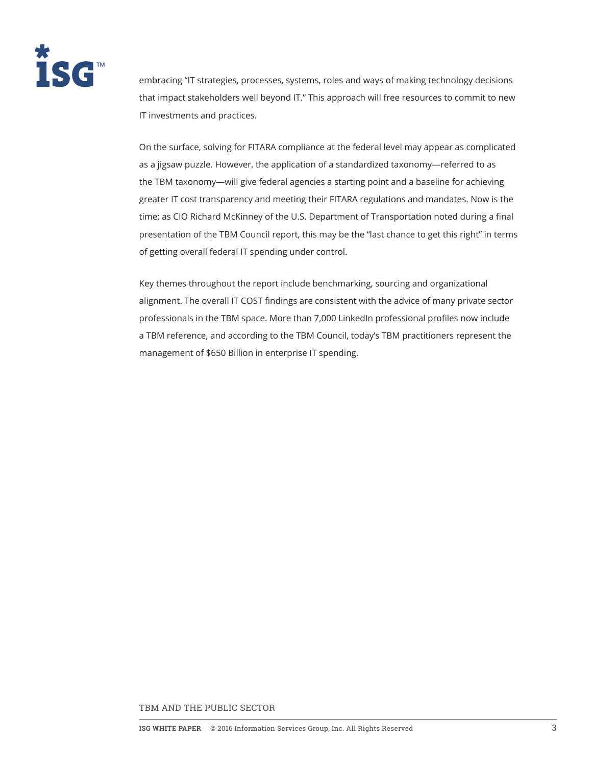embracing "IT strategies, processes, systems, roles and ways of making technology decisions that impact stakeholders well beyond IT." This approach will free resources to commit to new IT investments and practices.

On the surface, solving for FITARA compliance at the federal level may appear as complicated as a jigsaw puzzle. However, the application of a standardized taxonomy—referred to as the TBM taxonomy—will give federal agencies a starting point and a baseline for achieving greater IT cost transparency and meeting their FITARA regulations and mandates. Now is the time; as CIO Richard McKinney of the U.S. Department of Transportation noted during a final presentation of the TBM Council report, this may be the "last chance to get this right" in terms of getting overall federal IT spending under control.

Key themes throughout the report include benchmarking, sourcing and organizational alignment. The overall IT COST findings are consistent with the advice of many private sector professionals in the TBM space. More than 7,000 LinkedIn professional profiles now include a TBM reference, and according to the TBM Council, today's TBM practitioners represent the management of $650 Billion in enterprise IT spending.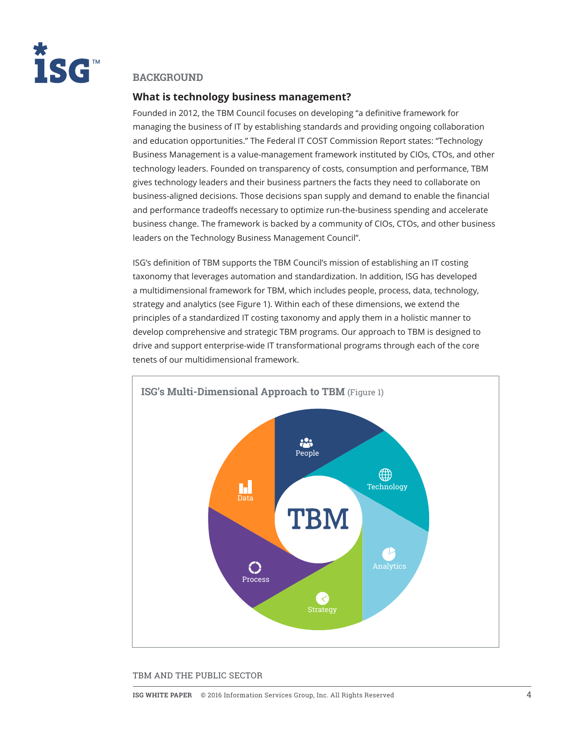## BACKGROUND

### What is technology business management?

Founded in 2012, the TBM Council focuses on developing "a definitive framework for managing the business of IT by establishing standards and providing ongoing collaboration and education opportunities." The Federal IT COST Commission Report states: "Technology Business Management is a value-management framework instituted by CIOs, CTOs, and other technology leaders. Founded on transparency of costs, consumption and performance, TBM gives technology leaders and their business partners the facts they need to collaborate on business-aligned decisions. Those decisions span supply and demand to enable the financial and performance tradeoffs necessary to optimize run-the-business spending and accelerate business change. The framework is backed by a community of CIOs, CTOs, and other business leaders on the Technology Business Management Council".

ISG's definition of TBM supports the TBM Council's mission of establishing an IT costing taxonomy that leverages automation and standardization. In addition, ISG has developed a multidimensional framework for TBM, which includes people, process, data, technology, strategy and analytics (see Figure 1). Within each of these dimensions, we extend the principles of a standardized IT costing taxonomy and apply them in a holistic manner to develop comprehensive and strategic TBM programs. Our approach to TBM is designed to drive and support enterprise-wide IT transformational programs through each of the core tenets of our multidimensional framework.

**ISG's Multi-Dimensional Approach to TBM** (Figure 1)

TBM

People

Technology

Analytics

Strategy

Process

Data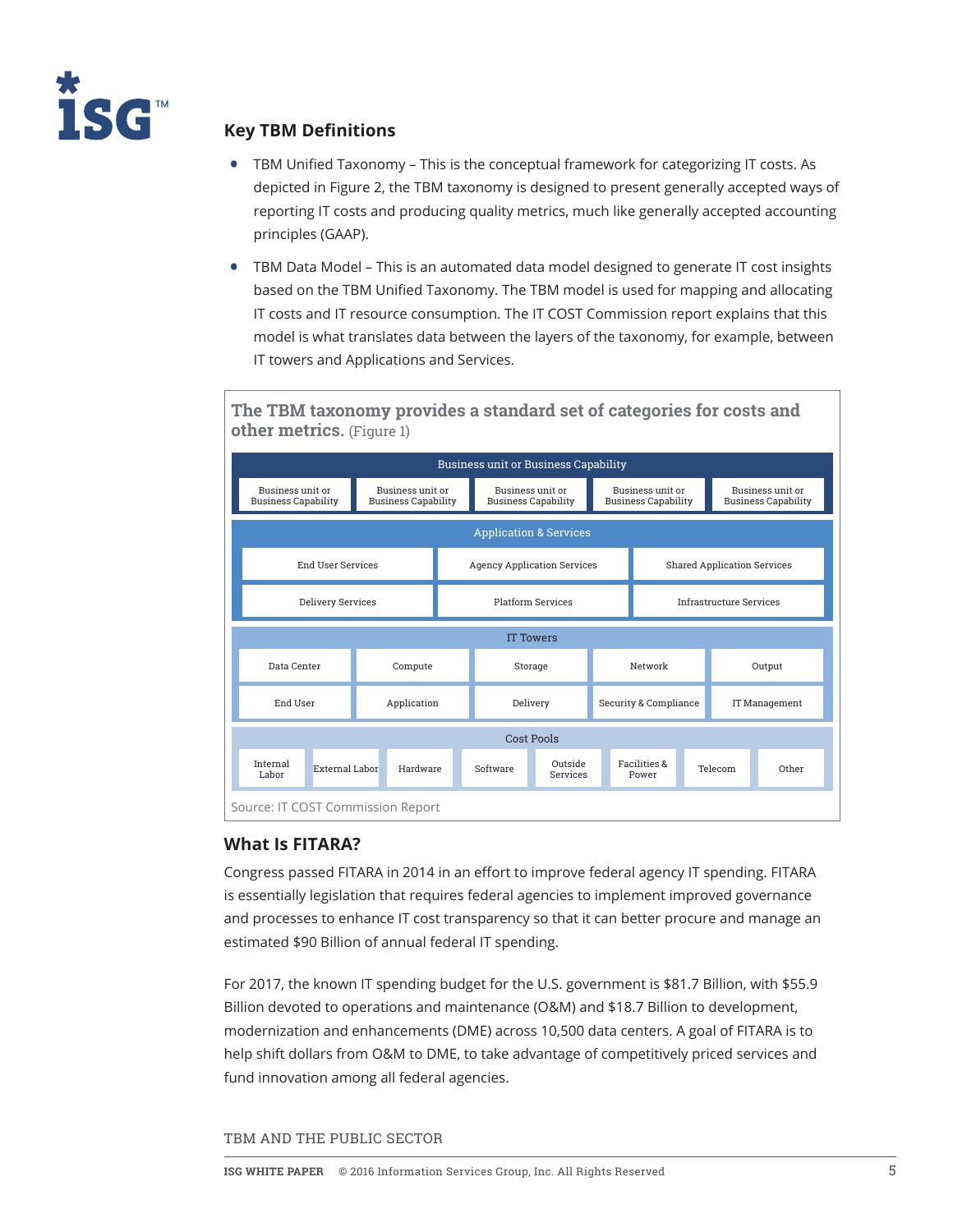## Key TBM Definitions

- TBM Unified Taxonomy – This is the conceptual framework for categorizing IT costs. As depicted in Figure 2, the TBM taxonomy is designed to present generally accepted ways of reporting IT costs and producing quality metrics, much like generally accepted accounting principles (GAAP).
- TBM Data Model – This is an automated data model designed to generate IT cost insights based on the TBM Unified Taxonomy. The TBM model is used for mapping and allocating IT costs and IT resource consumption. The IT COST Commission report explains that this model is what translates data between the layers of the taxonomy, for example, between IT towers and Applications and Services.

**The TBM taxonomy provides a standard set of categories for costs and other metrics.** (Figure 1)

| Business unit or Business Capability | | | | |
|---|---|---|---|---|
| Business unit or Business Capability | Business unit or Business Capability | Business unit or Business Capability | Business unit or Business Capability | Business unit or Business Capability |

| Application & Services | | |
|---|---|---|
| End User Services | Agency Application Services | Shared Application Services |
| Delivery Services | Platform Services | Infrastructure Services |

| IT Towers | | | | |
|---|---|---|---|---|
| Data Center | Compute | Storage | Network | Output |
| End User | Application | Delivery | Security & Compliance | IT Management |

| Cost Pools | | | | | | | |
|---|---|---|---|---|---|---|---|
| Internal Labor | External Labor | Hardware | Software | Outside Services | Facilities & Power | Telecom | Other |

Source: IT COST Commission Report

## What Is FITARA?

Congress passed FITARA in 2014 in an effort to improve federal agency IT spending. FITARA is essentially legislation that requires federal agencies to implement improved governance and processes to enhance IT cost transparency so that it can better procure and manage an estimated $90 Billion of annual federal IT spending.

For 2017, the known IT spending budget for the U.S. government is $81.7 Billion, with $55.9 Billion devoted to operations and maintenance (O&M) and $18.7 Billion to development, modernization and enhancements (DME) across 10,500 data centers. A goal of FITARA is to help shift dollars from O&M to DME, to take advantage of competitively priced services and fund innovation among all federal agencies.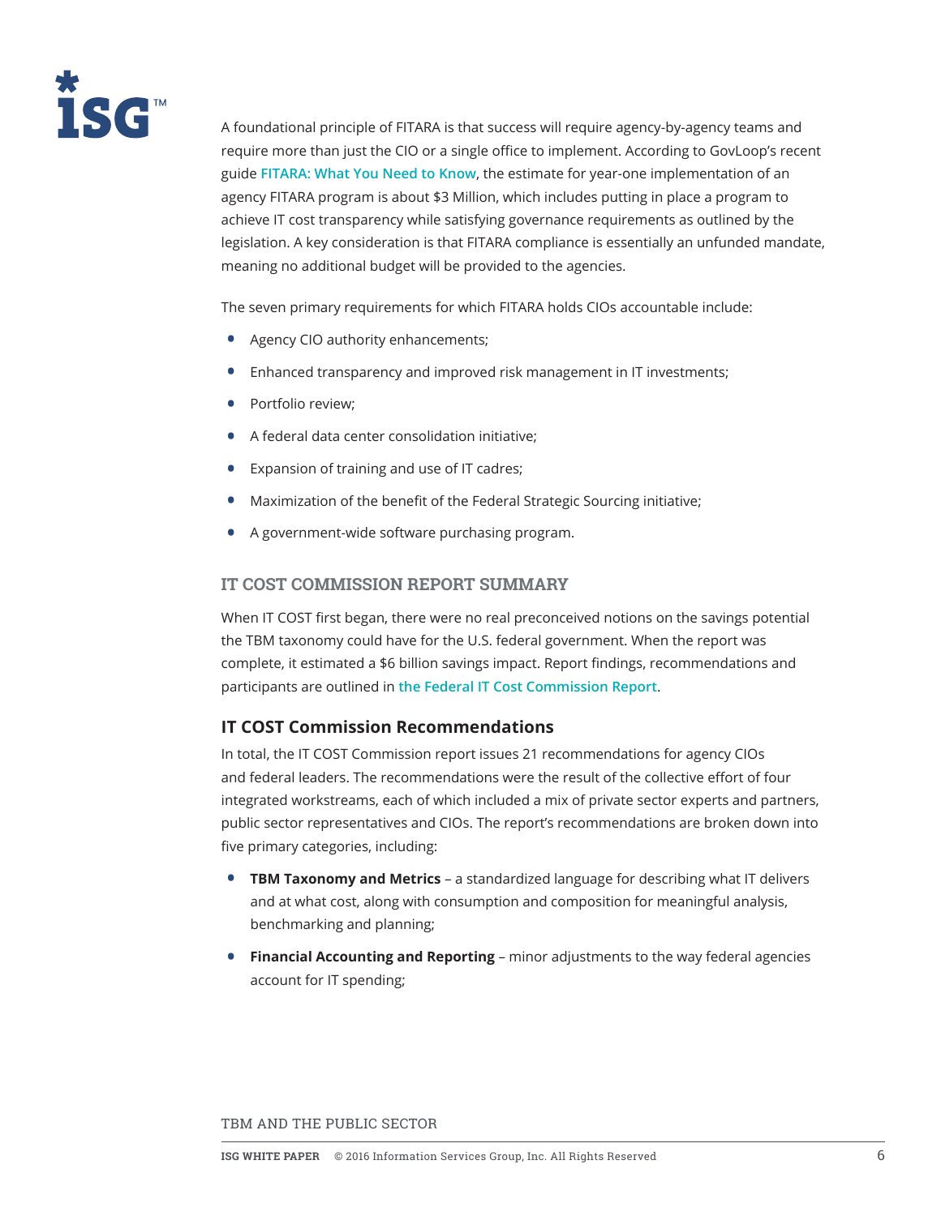A foundational principle of FITARA is that success will require agency-by-agency teams and require more than just the CIO or a single office to implement. According to GovLoop's recent guide **FITARA: What You Need to Know**, the estimate for year-one implementation of an agency FITARA program is about $3 Million, which includes putting in place a program to achieve IT cost transparency while satisfying governance requirements as outlined by the legislation. A key consideration is that FITARA compliance is essentially an unfunded mandate, meaning no additional budget will be provided to the agencies.

The seven primary requirements for which FITARA holds CIOs accountable include:

- Agency CIO authority enhancements;
- Enhanced transparency and improved risk management in IT investments;
- Portfolio review;
- A federal data center consolidation initiative;
- Expansion of training and use of IT cadres;
- Maximization of the benefit of the Federal Strategic Sourcing initiative;
- A government-wide software purchasing program.

## IT COST COMMISSION REPORT SUMMARY

When IT COST first began, there were no real preconceived notions on the savings potential the TBM taxonomy could have for the U.S. federal government. When the report was complete, it estimated a $6 billion savings impact. Report findings, recommendations and participants are outlined in **the Federal IT Cost Commission Report**.

### IT COST Commission Recommendations

In total, the IT COST Commission report issues 21 recommendations for agency CIOs and federal leaders. The recommendations were the result of the collective effort of four integrated workstreams, each of which included a mix of private sector experts and partners, public sector representatives and CIOs. The report's recommendations are broken down into five primary categories, including:

- **TBM Taxonomy and Metrics** – a standardized language for describing what IT delivers and at what cost, along with consumption and composition for meaningful analysis, benchmarking and planning;
- **Financial Accounting and Reporting** – minor adjustments to the way federal agencies account for IT spending;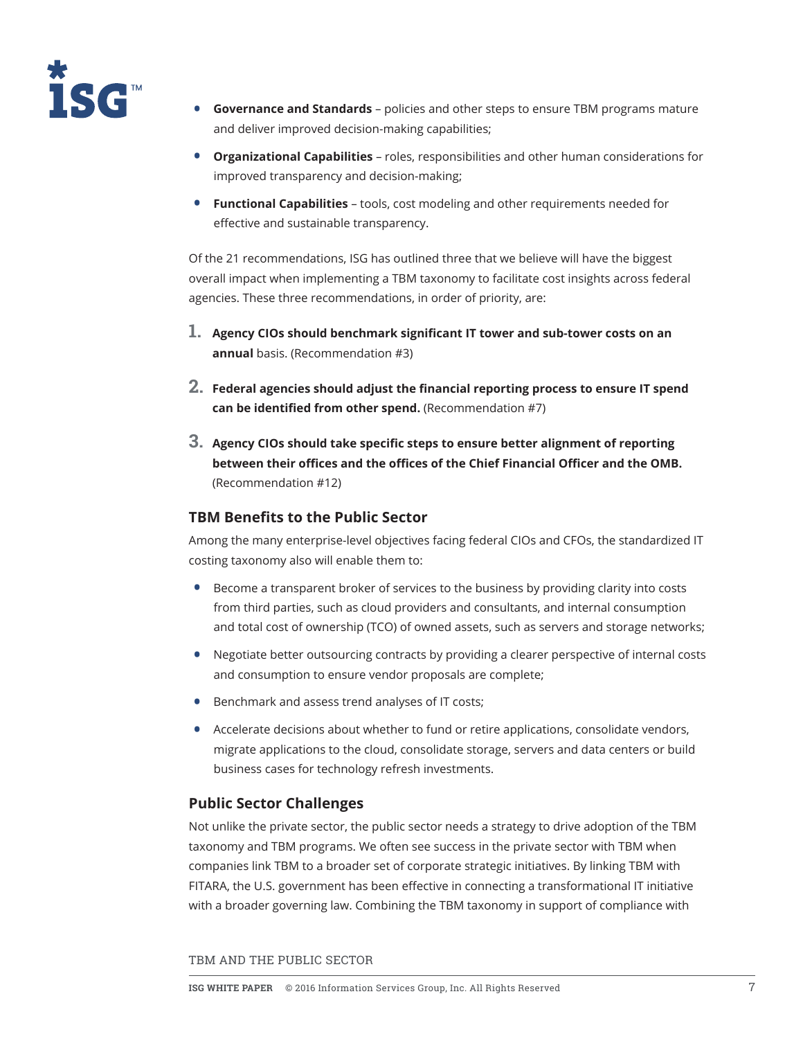- **Governance and Standards** – policies and other steps to ensure TBM programs mature and deliver improved decision-making capabilities;
- **Organizational Capabilities** – roles, responsibilities and other human considerations for improved transparency and decision-making;
- **Functional Capabilities** – tools, cost modeling and other requirements needed for effective and sustainable transparency.

Of the 21 recommendations, ISG has outlined three that we believe will have the biggest overall impact when implementing a TBM taxonomy to facilitate cost insights across federal agencies. These three recommendations, in order of priority, are:

1. **Agency CIOs should benchmark significant IT tower and sub-tower costs on an annual** basis. (Recommendation #3)
2. **Federal agencies should adjust the financial reporting process to ensure IT spend can be identified from other spend.** (Recommendation #7)
3. **Agency CIOs should take specific steps to ensure better alignment of reporting between their offices and the offices of the Chief Financial Officer and the OMB.** (Recommendation #12)

## TBM Benefits to the Public Sector

Among the many enterprise-level objectives facing federal CIOs and CFOs, the standardized IT costing taxonomy also will enable them to:

- Become a transparent broker of services to the business by providing clarity into costs from third parties, such as cloud providers and consultants, and internal consumption and total cost of ownership (TCO) of owned assets, such as servers and storage networks;
- Negotiate better outsourcing contracts by providing a clearer perspective of internal costs and consumption to ensure vendor proposals are complete;
- Benchmark and assess trend analyses of IT costs;
- Accelerate decisions about whether to fund or retire applications, consolidate vendors, migrate applications to the cloud, consolidate storage, servers and data centers or build business cases for technology refresh investments.

## Public Sector Challenges

Not unlike the private sector, the public sector needs a strategy to drive adoption of the TBM taxonomy and TBM programs. We often see success in the private sector with TBM when companies link TBM to a broader set of corporate strategic initiatives. By linking TBM with FITARA, the U.S. government has been effective in connecting a transformational IT initiative with a broader governing law. Combining the TBM taxonomy in support of compliance with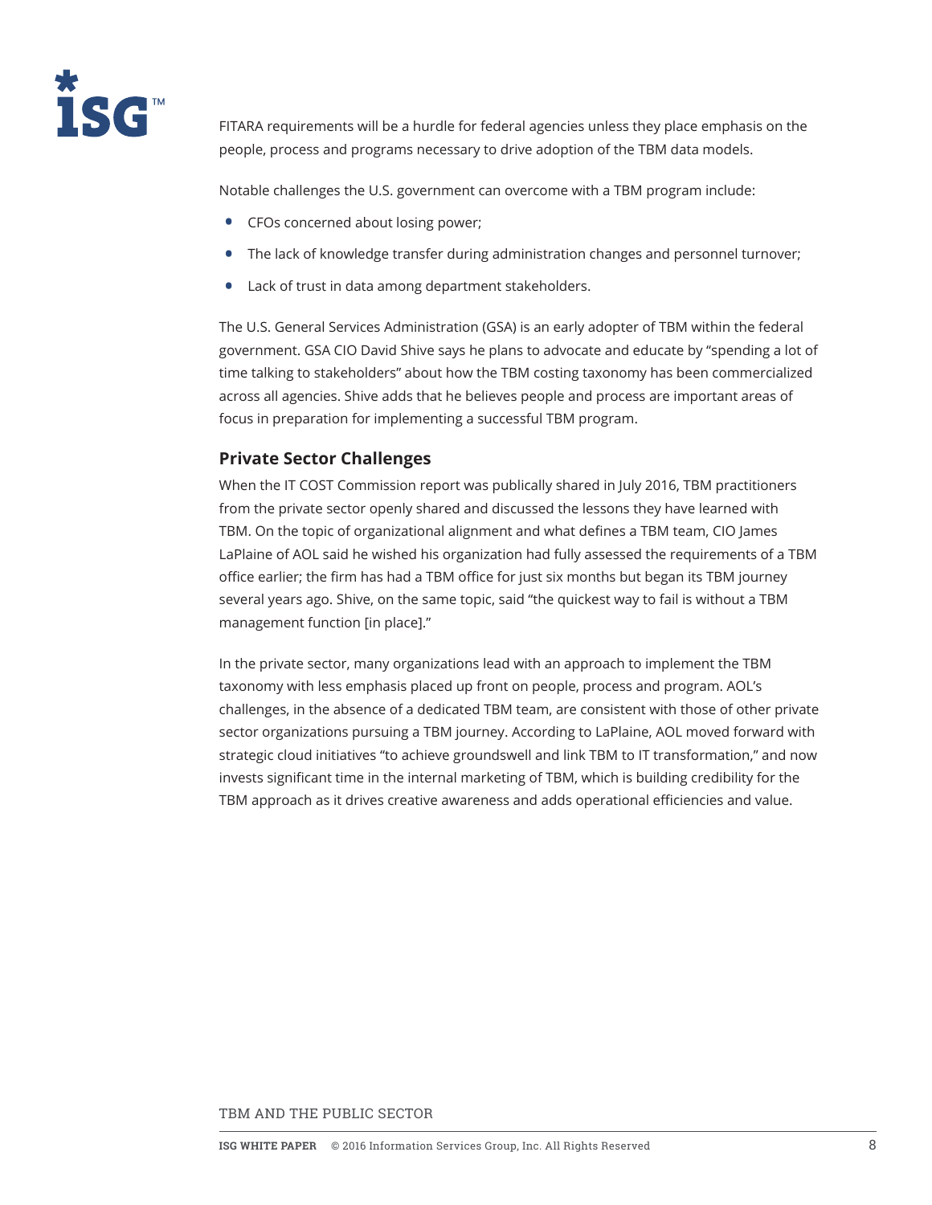FITARA requirements will be a hurdle for federal agencies unless they place emphasis on the people, process and programs necessary to drive adoption of the TBM data models.

Notable challenges the U.S. government can overcome with a TBM program include:

- CFOs concerned about losing power;
- The lack of knowledge transfer during administration changes and personnel turnover;
- Lack of trust in data among department stakeholders.

The U.S. General Services Administration (GSA) is an early adopter of TBM within the federal government. GSA CIO David Shive says he plans to advocate and educate by "spending a lot of time talking to stakeholders" about how the TBM costing taxonomy has been commercialized across all agencies. Shive adds that he believes people and process are important areas of focus in preparation for implementing a successful TBM program.

## Private Sector Challenges

When the IT COST Commission report was publically shared in July 2016, TBM practitioners from the private sector openly shared and discussed the lessons they have learned with TBM. On the topic of organizational alignment and what defines a TBM team, CIO James LaPlaine of AOL said he wished his organization had fully assessed the requirements of a TBM office earlier; the firm has had a TBM office for just six months but began its TBM journey several years ago. Shive, on the same topic, said "the quickest way to fail is without a TBM management function [in place]."

In the private sector, many organizations lead with an approach to implement the TBM taxonomy with less emphasis placed up front on people, process and program. AOL's challenges, in the absence of a dedicated TBM team, are consistent with those of other private sector organizations pursuing a TBM journey. According to LaPlaine, AOL moved forward with strategic cloud initiatives "to achieve groundswell and link TBM to IT transformation," and now invests significant time in the internal marketing of TBM, which is building credibility for the TBM approach as it drives creative awareness and adds operational efficiencies and value.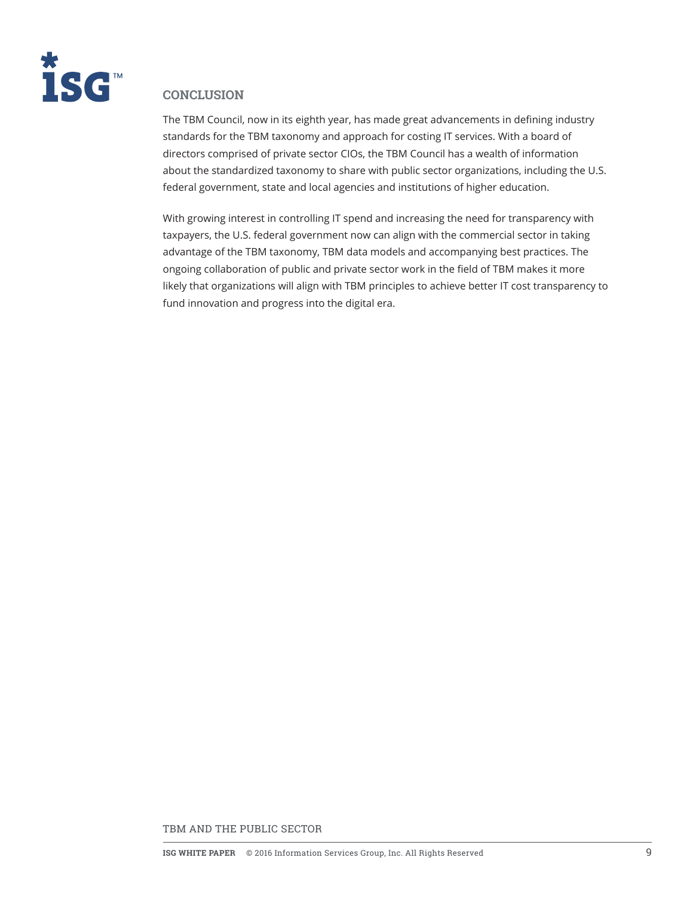## CONCLUSION

The TBM Council, now in its eighth year, has made great advancements in defining industry standards for the TBM taxonomy and approach for costing IT services. With a board of directors comprised of private sector CIOs, the TBM Council has a wealth of information about the standardized taxonomy to share with public sector organizations, including the U.S. federal government, state and local agencies and institutions of higher education.

With growing interest in controlling IT spend and increasing the need for transparency with taxpayers, the U.S. federal government now can align with the commercial sector in taking advantage of the TBM taxonomy, TBM data models and accompanying best practices. The ongoing collaboration of public and private sector work in the field of TBM makes it more likely that organizations will align with TBM principles to achieve better IT cost transparency to fund innovation and progress into the digital era.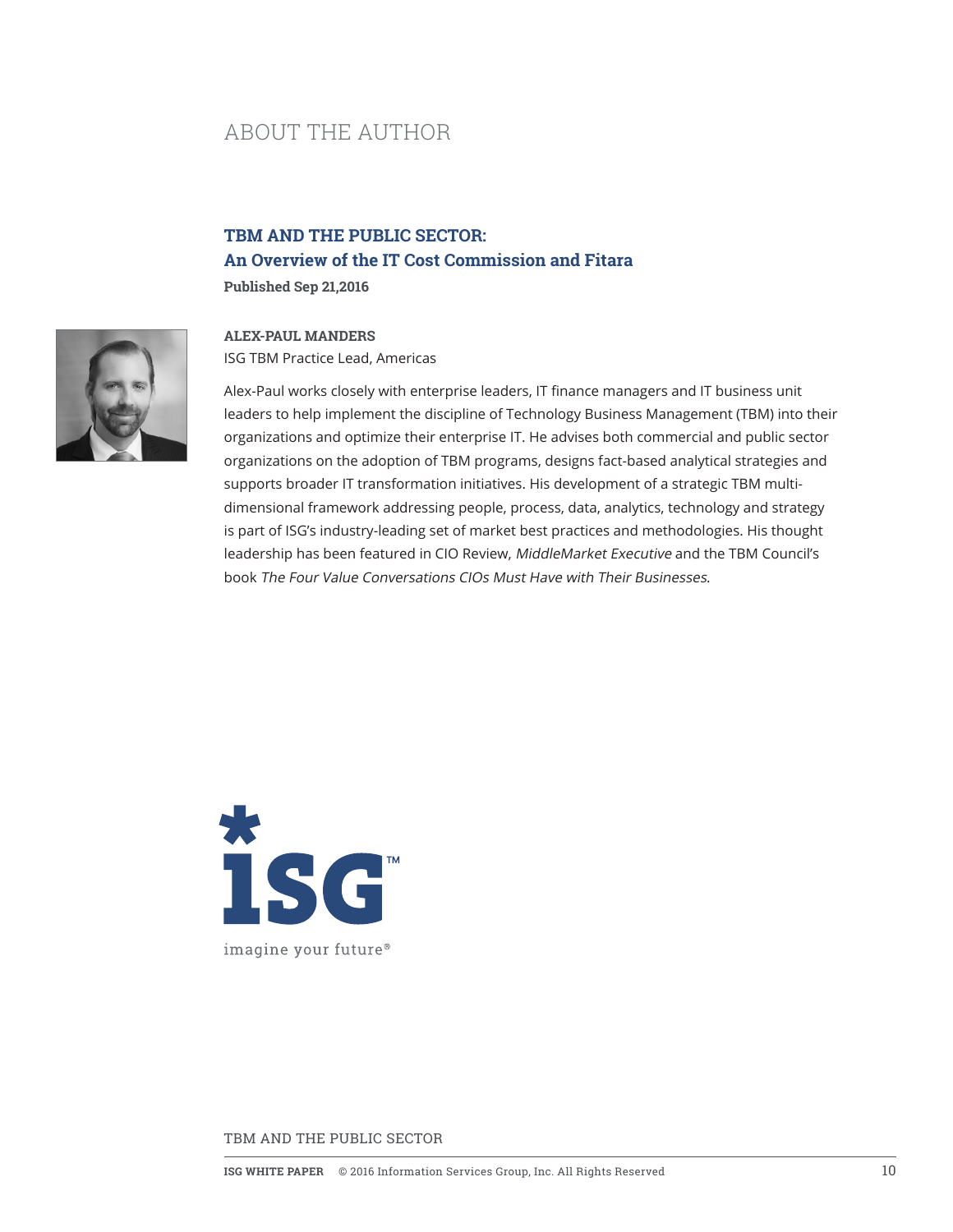# ABOUT THE AUTHOR

## TBM AND THE PUBLIC SECTOR:
## An Overview of the IT Cost Commission and Fitara

**Published Sep 21,2016**

**ALEX-PAUL MANDERS**

ISG TBM Practice Lead, Americas

Alex-Paul works closely with enterprise leaders, IT finance managers and IT business unit leaders to help implement the discipline of Technology Business Management (TBM) into their organizations and optimize their enterprise IT. He advises both commercial and public sector organizations on the adoption of TBM programs, designs fact-based analytical strategies and supports broader IT transformation initiatives. His development of a strategic TBM multi-dimensional framework addressing people, process, data, analytics, technology and strategy is part of ISG's industry-leading set of market best practices and methodologies. His thought leadership has been featured in CIO Review, *MiddleMarket Executive* and the TBM Council's book *The Four Value Conversations CIOs Must Have with Their Businesses.*

ISG™

imagine your future®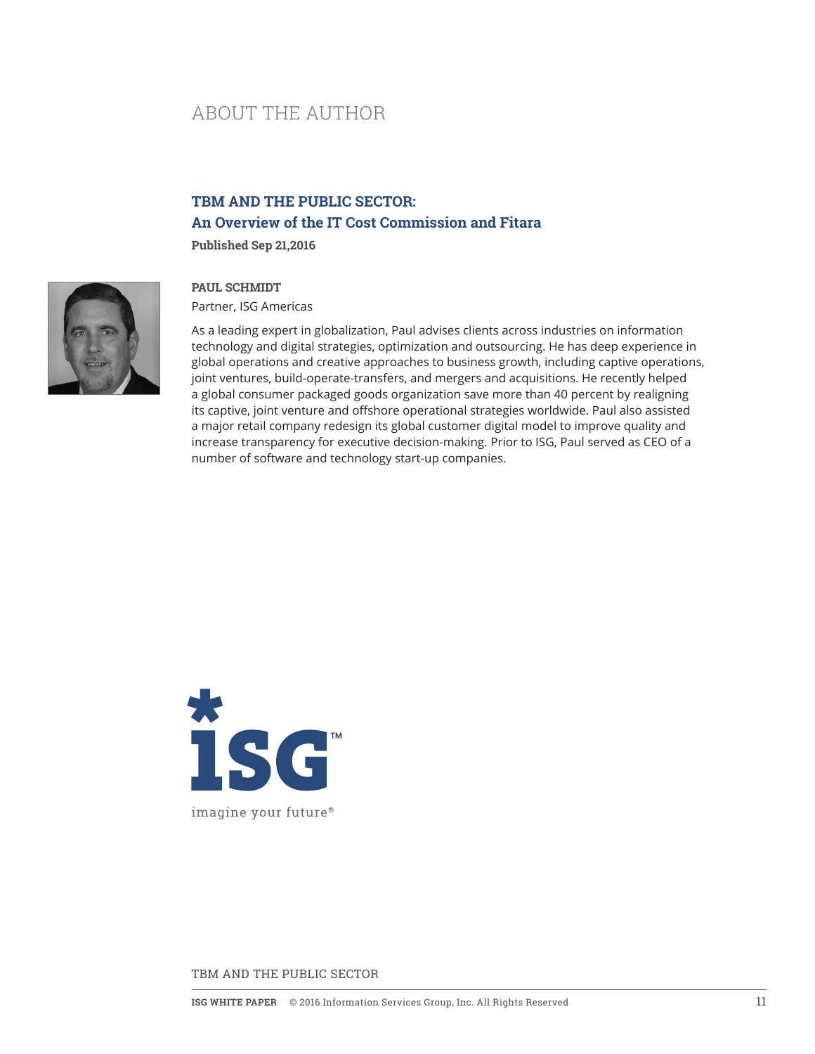# ABOUT THE AUTHOR

## TBM AND THE PUBLIC SECTOR: An Overview of the IT Cost Commission and Fitara

**Published Sep 21,2016**

**PAUL SCHMIDT**

Partner, ISG Americas

As a leading expert in globalization, Paul advises clients across industries on information technology and digital strategies, optimization and outsourcing. He has deep experience in global operations and creative approaches to business growth, including captive operations, joint ventures, build-operate-transfers, and mergers and acquisitions. He recently helped a global consumer packaged goods organization save more than 40 percent by realigning its captive, joint venture and offshore operational strategies worldwide. Paul also assisted a major retail company redesign its global customer digital model to improve quality and increase transparency for executive decision-making. Prior to ISG, Paul served as CEO of a number of software and technology start-up companies.

ISG™

imagine your future®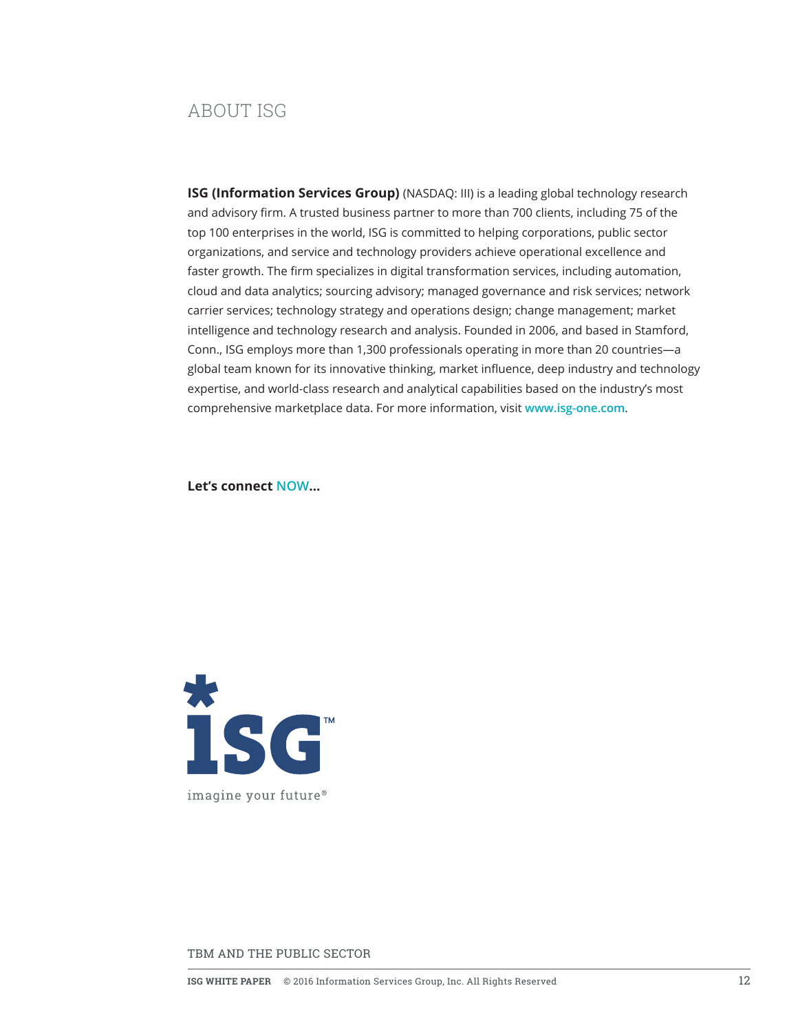# ABOUT ISG

**ISG (Information Services Group)** (NASDAQ: III) is a leading global technology research and advisory firm. A trusted business partner to more than 700 clients, including 75 of the top 100 enterprises in the world, ISG is committed to helping corporations, public sector organizations, and service and technology providers achieve operational excellence and faster growth. The firm specializes in digital transformation services, including automation, cloud and data analytics; sourcing advisory; managed governance and risk services; network carrier services; technology strategy and operations design; change management; market intelligence and technology research and analysis. Founded in 2006, and based in Stamford, Conn., ISG employs more than 1,300 professionals operating in more than 20 countries—a global team known for its innovative thinking, market influence, deep industry and technology expertise, and world-class research and analytical capabilities based on the industry's most comprehensive marketplace data. For more information, visit www.isg-one.com.

**Let's connect NOW...**

ISG™

imagine your future®